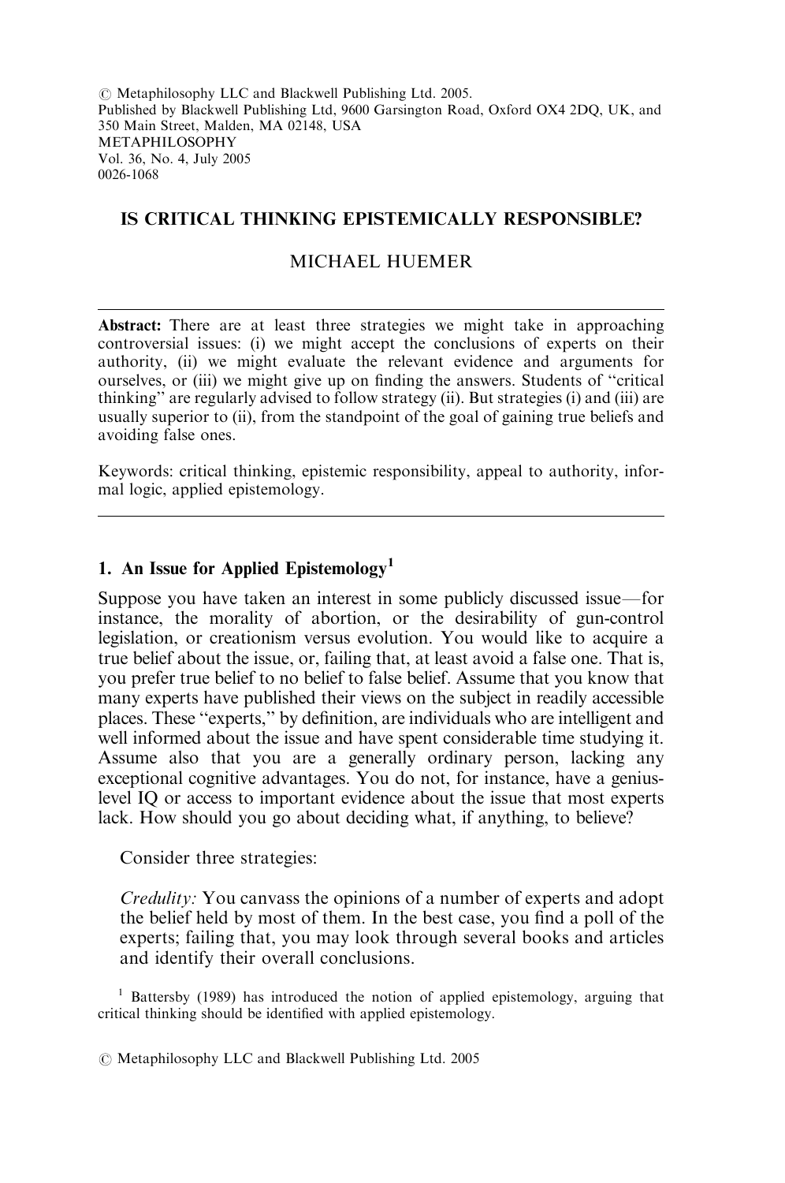© Metaphilosophy LLC and Blackwell Publishing Ltd. 2005.
Published by Blackwell Publishing Ltd, 9600 Garsington Road, Oxford OX4 2DQ, UK, and 350 Main Street, Malden, MA 02148, USA
METAPHILOSOPHY
Vol. 36, No. 4, July 2005
0026-1068

# IS CRITICAL THINKING EPISTEMICALLY RESPONSIBLE?

## MICHAEL HUEMER

**Abstract:** There are at least three strategies we might take in approaching controversial issues: (i) we might accept the conclusions of experts on their authority, (ii) we might evaluate the relevant evidence and arguments for ourselves, or (iii) we might give up on finding the answers. Students of "critical thinking" are regularly advised to follow strategy (ii). But strategies (i) and (iii) are usually superior to (ii), from the standpoint of the goal of gaining true beliefs and avoiding false ones.

Keywords: critical thinking, epistemic responsibility, appeal to authority, informal logic, applied epistemology.

## 1. An Issue for Applied Epistemology[1]

Suppose you have taken an interest in some publicly discussed issue—for instance, the morality of abortion, or the desirability of gun-control legislation, or creationism versus evolution. You would like to acquire a true belief about the issue, or, failing that, at least avoid a false one. That is, you prefer true belief to no belief to false belief. Assume that you know that many experts have published their views on the subject in readily accessible places. These "experts," by definition, are individuals who are intelligent and well informed about the issue and have spent considerable time studying it. Assume also that you are a generally ordinary person, lacking any exceptional cognitive advantages. You do not, for instance, have a genius-level IQ or access to important evidence about the issue that most experts lack. How should you go about deciding what, if anything, to believe?

Consider three strategies:

*Credulity:* You canvass the opinions of a number of experts and adopt the belief held by most of them. In the best case, you find a poll of the experts; failing that, you may look through several books and articles and identify their overall conclusions.

[1] Battersby (1989) has introduced the notion of applied epistemology, arguing that critical thinking should be identified with applied epistemology.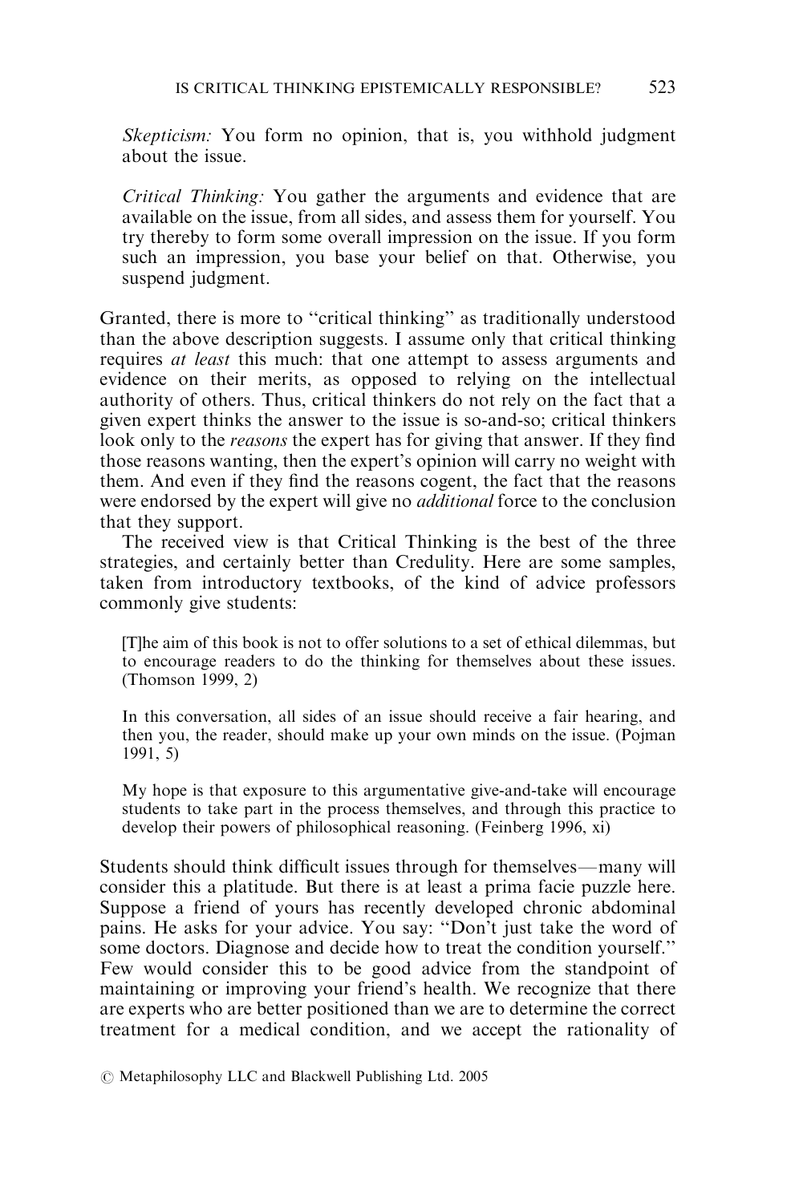*Skepticism:* You form no opinion, that is, you withhold judgment about the issue.

*Critical Thinking:* You gather the arguments and evidence that are available on the issue, from all sides, and assess them for yourself. You try thereby to form some overall impression on the issue. If you form such an impression, you base your belief on that. Otherwise, you suspend judgment.

Granted, there is more to "critical thinking" as traditionally understood than the above description suggests. I assume only that critical thinking requires *at least* this much: that one attempt to assess arguments and evidence on their merits, as opposed to relying on the intellectual authority of others. Thus, critical thinkers do not rely on the fact that a given expert thinks the answer to the issue is so-and-so; critical thinkers look only to the *reasons* the expert has for giving that answer. If they find those reasons wanting, then the expert's opinion will carry no weight with them. And even if they find the reasons cogent, the fact that the reasons were endorsed by the expert will give no *additional* force to the conclusion that they support.

The received view is that Critical Thinking is the best of the three strategies, and certainly better than Credulity. Here are some samples, taken from introductory textbooks, of the kind of advice professors commonly give students:

> [T]he aim of this book is not to offer solutions to a set of ethical dilemmas, but to encourage readers to do the thinking for themselves about these issues. (Thomson 1999, 2)

> In this conversation, all sides of an issue should receive a fair hearing, and then you, the reader, should make up your own minds on the issue. (Pojman 1991, 5)

> My hope is that exposure to this argumentative give-and-take will encourage students to take part in the process themselves, and through this practice to develop their powers of philosophical reasoning. (Feinberg 1996, xi)

Students should think difficult issues through for themselves—many will consider this a platitude. But there is at least a prima facie puzzle here. Suppose a friend of yours has recently developed chronic abdominal pains. He asks for your advice. You say: "Don't just take the word of some doctors. Diagnose and decide how to treat the condition yourself." Few would consider this to be good advice from the standpoint of maintaining or improving your friend's health. We recognize that there are experts who are better positioned than we are to determine the correct treatment for a medical condition, and we accept the rationality of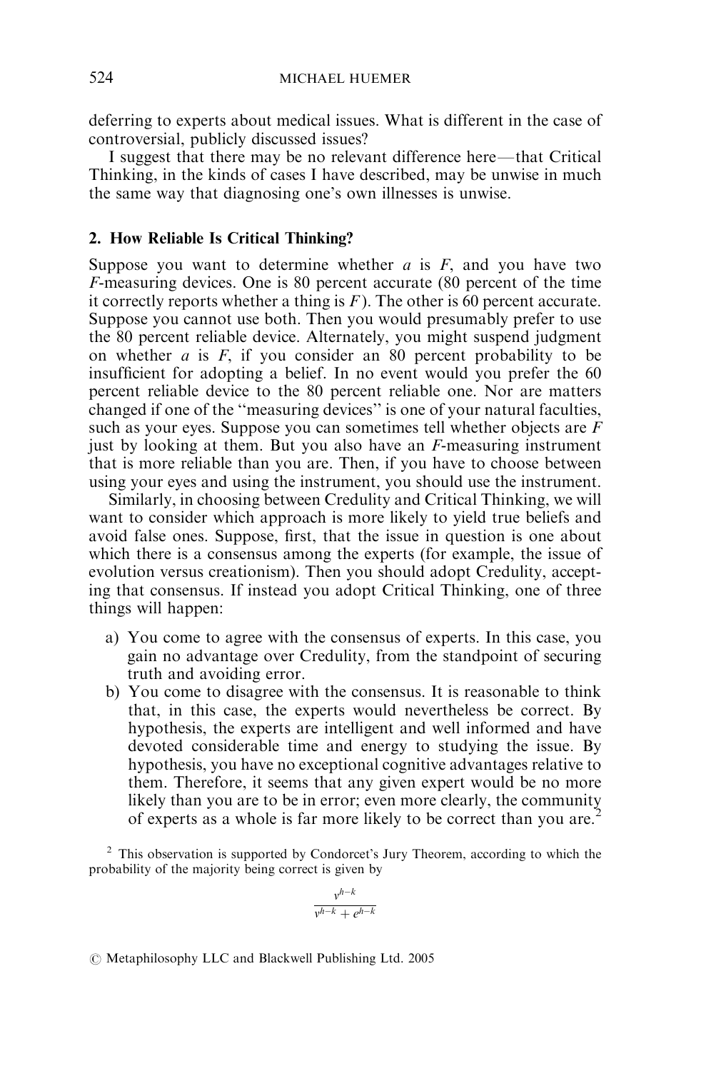deferring to experts about medical issues. What is different in the case of controversial, publicly discussed issues?

I suggest that there may be no relevant difference here—that Critical Thinking, in the kinds of cases I have described, may be unwise in much the same way that diagnosing one's own illnesses is unwise.

## 2. How Reliable Is Critical Thinking?

Suppose you want to determine whether *a* is *F*, and you have two *F*-measuring devices. One is 80 percent accurate (80 percent of the time it correctly reports whether a thing is *F*). The other is 60 percent accurate. Suppose you cannot use both. Then you would presumably prefer to use the 80 percent reliable device. Alternately, you might suspend judgment on whether *a* is *F*, if you consider an 80 percent probability to be insufficient for adopting a belief. In no event would you prefer the 60 percent reliable device to the 80 percent reliable one. Nor are matters changed if one of the "measuring devices" is one of your natural faculties, such as your eyes. Suppose you can sometimes tell whether objects are *F* just by looking at them. But you also have an *F*-measuring instrument that is more reliable than you are. Then, if you have to choose between using your eyes and using the instrument, you should use the instrument.

Similarly, in choosing between Credulity and Critical Thinking, we will want to consider which approach is more likely to yield true beliefs and avoid false ones. Suppose, first, that the issue in question is one about which there is a consensus among the experts (for example, the issue of evolution versus creationism). Then you should adopt Credulity, accepting that consensus. If instead you adopt Critical Thinking, one of three things will happen:

a) You come to agree with the consensus of experts. In this case, you gain no advantage over Credulity, from the standpoint of securing truth and avoiding error.
b) You come to disagree with the consensus. It is reasonable to think that, in this case, the experts would nevertheless be correct. By hypothesis, the experts are intelligent and well informed and have devoted considerable time and energy to studying the issue. By hypothesis, you have no exceptional cognitive advantages relative to them. Therefore, it seems that any given expert would be no more likely than you are to be in error; even more clearly, the community of experts as a whole is far more likely to be correct than you are.[2]

[2] This observation is supported by Condorcet's Jury Theorem, according to which the probability of the majority being correct is given by

$$\frac{v^{h-k}}{v^{h-k} + e^{h-k}}$$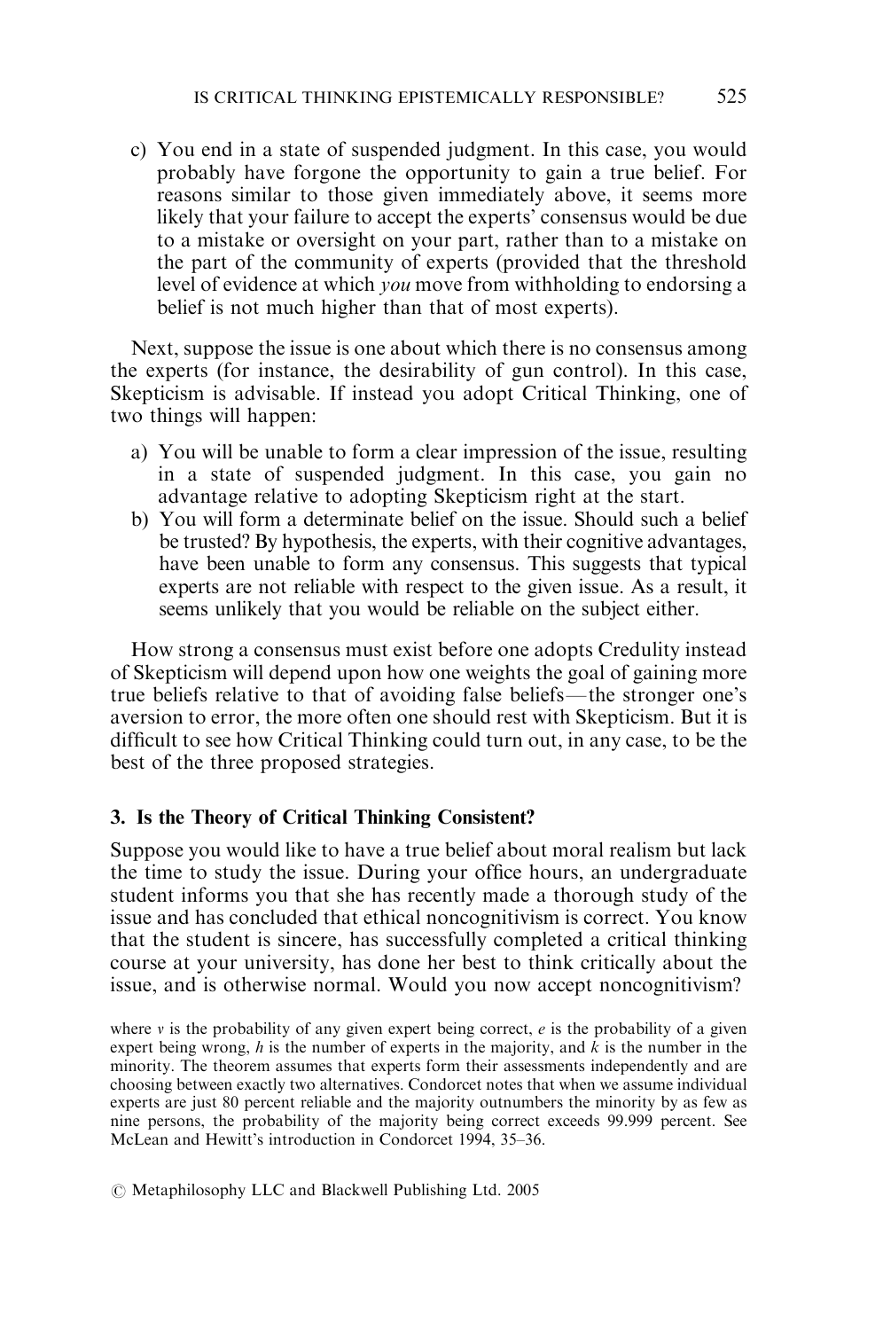c) You end in a state of suspended judgment. In this case, you would probably have forgone the opportunity to gain a true belief. For reasons similar to those given immediately above, it seems more likely that your failure to accept the experts' consensus would be due to a mistake or oversight on your part, rather than to a mistake on the part of the community of experts (provided that the threshold level of evidence at which *you* move from withholding to endorsing a belief is not much higher than that of most experts).

Next, suppose the issue is one about which there is no consensus among the experts (for instance, the desirability of gun control). In this case, Skepticism is advisable. If instead you adopt Critical Thinking, one of two things will happen:

a) You will be unable to form a clear impression of the issue, resulting in a state of suspended judgment. In this case, you gain no advantage relative to adopting Skepticism right at the start.
b) You will form a determinate belief on the issue. Should such a belief be trusted? By hypothesis, the experts, with their cognitive advantages, have been unable to form any consensus. This suggests that typical experts are not reliable with respect to the given issue. As a result, it seems unlikely that you would be reliable on the subject either.

How strong a consensus must exist before one adopts Credulity instead of Skepticism will depend upon how one weights the goal of gaining more true beliefs relative to that of avoiding false beliefs—the stronger one's aversion to error, the more often one should rest with Skepticism. But it is difficult to see how Critical Thinking could turn out, in any case, to be the best of the three proposed strategies.

### 3. Is the Theory of Critical Thinking Consistent?

Suppose you would like to have a true belief about moral realism but lack the time to study the issue. During your office hours, an undergraduate student informs you that she has recently made a thorough study of the issue and has concluded that ethical noncognitivism is correct. You know that the student is sincere, has successfully completed a critical thinking course at your university, has done her best to think critically about the issue, and is otherwise normal. Would you now accept noncognitivism?

where $v$ is the probability of any given expert being correct, $e$ is the probability of a given expert being wrong, $h$ is the number of experts in the majority, and $k$ is the number in the minority. The theorem assumes that experts form their assessments independently and are choosing between exactly two alternatives. Condorcet notes that when we assume individual experts are just 80 percent reliable and the majority outnumbers the minority by as few as nine persons, the probability of the majority being correct exceeds 99.999 percent. See McLean and Hewitt's introduction in Condorcet 1994, 35–36.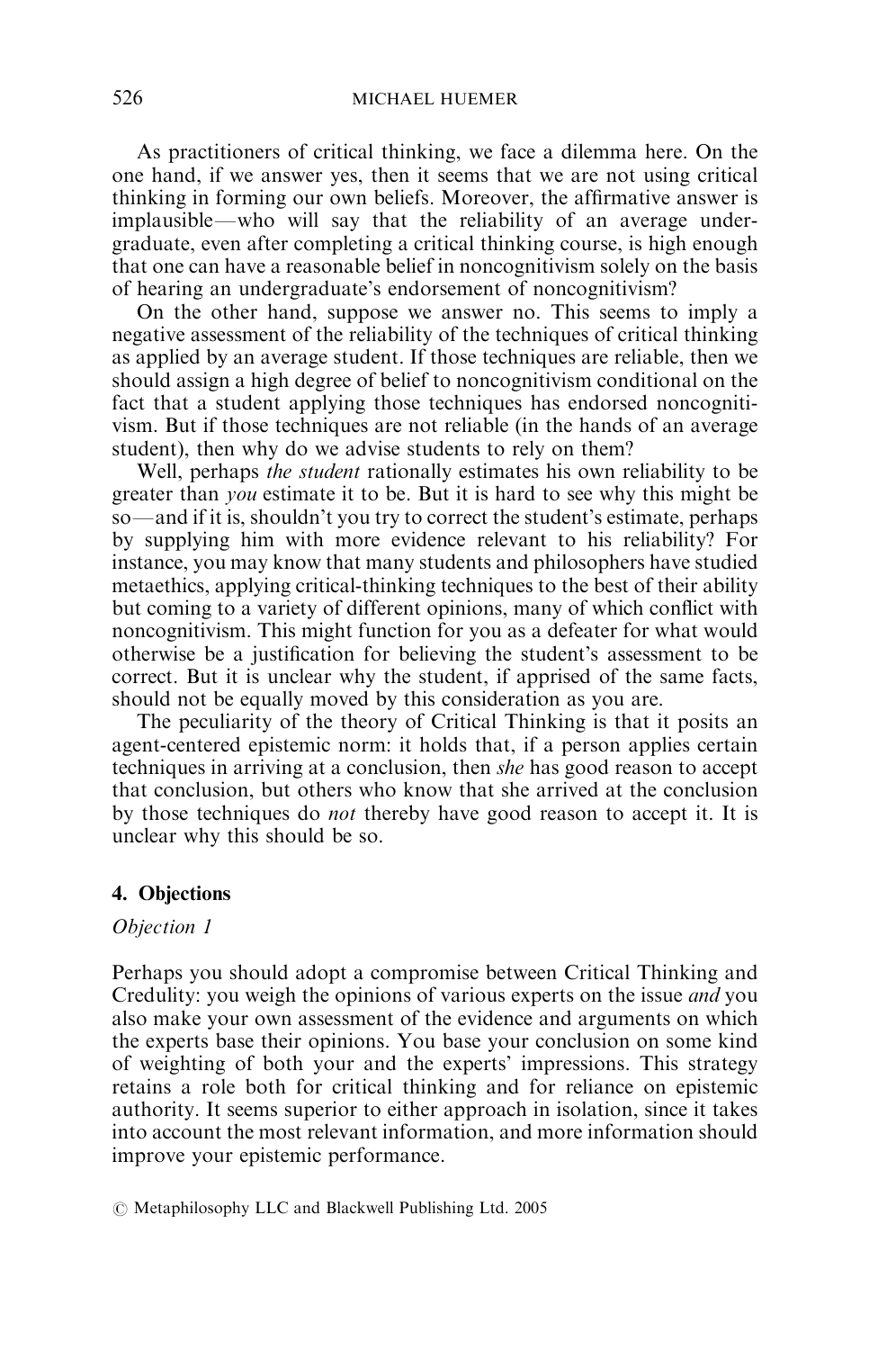As practitioners of critical thinking, we face a dilemma here. On the one hand, if we answer yes, then it seems that we are not using critical thinking in forming our own beliefs. Moreover, the affirmative answer is implausible—who will say that the reliability of an average undergraduate, even after completing a critical thinking course, is high enough that one can have a reasonable belief in noncognitivism solely on the basis of hearing an undergraduate's endorsement of noncognitivism?

On the other hand, suppose we answer no. This seems to imply a negative assessment of the reliability of the techniques of critical thinking as applied by an average student. If those techniques are reliable, then we should assign a high degree of belief to noncognitivism conditional on the fact that a student applying those techniques has endorsed noncognitivism. But if those techniques are not reliable (in the hands of an average student), then why do we advise students to rely on them?

Well, perhaps *the student* rationally estimates his own reliability to be greater than *you* estimate it to be. But it is hard to see why this might be so—and if it is, shouldn't you try to correct the student's estimate, perhaps by supplying him with more evidence relevant to his reliability? For instance, you may know that many students and philosophers have studied metaethics, applying critical-thinking techniques to the best of their ability but coming to a variety of different opinions, many of which conflict with noncognitivism. This might function for you as a defeater for what would otherwise be a justification for believing the student's assessment to be correct. But it is unclear why the student, if apprised of the same facts, should not be equally moved by this consideration as you are.

The peculiarity of the theory of Critical Thinking is that it posits an agent-centered epistemic norm: it holds that, if a person applies certain techniques in arriving at a conclusion, then *she* has good reason to accept that conclusion, but others who know that she arrived at the conclusion by those techniques do *not* thereby have good reason to accept it. It is unclear why this should be so.

## 4. Objections

### *Objection 1*

Perhaps you should adopt a compromise between Critical Thinking and Credulity: you weigh the opinions of various experts on the issue *and* you also make your own assessment of the evidence and arguments on which the experts base their opinions. You base your conclusion on some kind of weighting of both your and the experts' impressions. This strategy retains a role both for critical thinking and for reliance on epistemic authority. It seems superior to either approach in isolation, since it takes into account the most relevant information, and more information should improve your epistemic performance.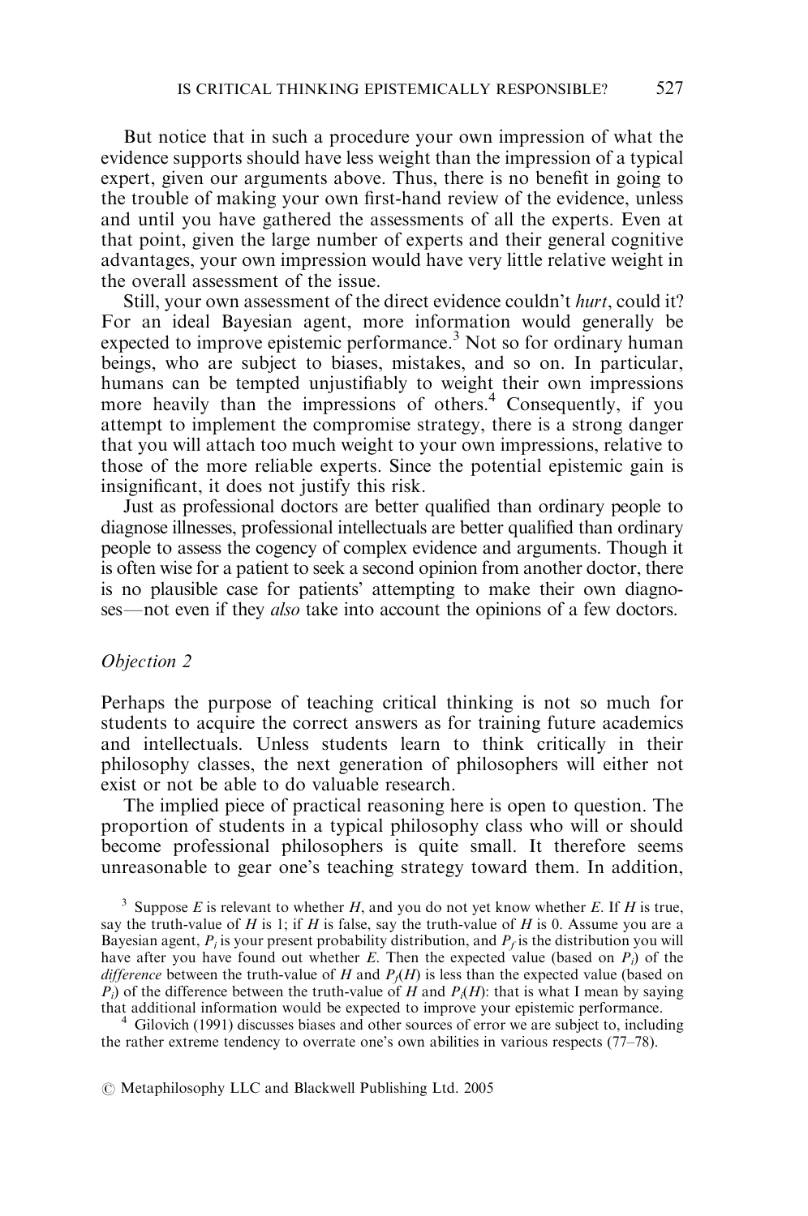But notice that in such a procedure your own impression of what the evidence supports should have less weight than the impression of a typical expert, given our arguments above. Thus, there is no benefit in going to the trouble of making your own first-hand review of the evidence, unless and until you have gathered the assessments of all the experts. Even at that point, given the large number of experts and their general cognitive advantages, your own impression would have very little relative weight in the overall assessment of the issue.

Still, your own assessment of the direct evidence couldn't *hurt*, could it? For an ideal Bayesian agent, more information would generally be expected to improve epistemic performance.[3] Not so for ordinary human beings, who are subject to biases, mistakes, and so on. In particular, humans can be tempted unjustifiably to weight their own impressions more heavily than the impressions of others.[4] Consequently, if you attempt to implement the compromise strategy, there is a strong danger that you will attach too much weight to your own impressions, relative to those of the more reliable experts. Since the potential epistemic gain is insignificant, it does not justify this risk.

Just as professional doctors are better qualified than ordinary people to diagnose illnesses, professional intellectuals are better qualified than ordinary people to assess the cogency of complex evidence and arguments. Though it is often wise for a patient to seek a second opinion from another doctor, there is no plausible case for patients' attempting to make their own diagnoses—not even if they *also* take into account the opinions of a few doctors.

### *Objection 2*

Perhaps the purpose of teaching critical thinking is not so much for students to acquire the correct answers as for training future academics and intellectuals. Unless students learn to think critically in their philosophy classes, the next generation of philosophers will either not exist or not be able to do valuable research.

The implied piece of practical reasoning here is open to question. The proportion of students in a typical philosophy class who will or should become professional philosophers is quite small. It therefore seems unreasonable to gear one's teaching strategy toward them. In addition,

[3] Suppose $E$ is relevant to whether $H$, and you do not yet know whether $E$. If $H$ is true, say the truth-value of $H$ is 1; if $H$ is false, say the truth-value of $H$ is 0. Assume you are a Bayesian agent, $P_i$ is your present probability distribution, and $P_f$ is the distribution you will have after you have found out whether $E$. Then the expected value (based on $P_i$) of the *difference* between the truth-value of $H$ and $P_f(H)$ is less than the expected value (based on $P_i$) of the difference between the truth-value of $H$ and $P_i(H)$: that is what I mean by saying that additional information would be expected to improve your epistemic performance.

[4] Gilovich (1991) discusses biases and other sources of error we are subject to, including the rather extreme tendency to overrate one's own abilities in various respects (77–78).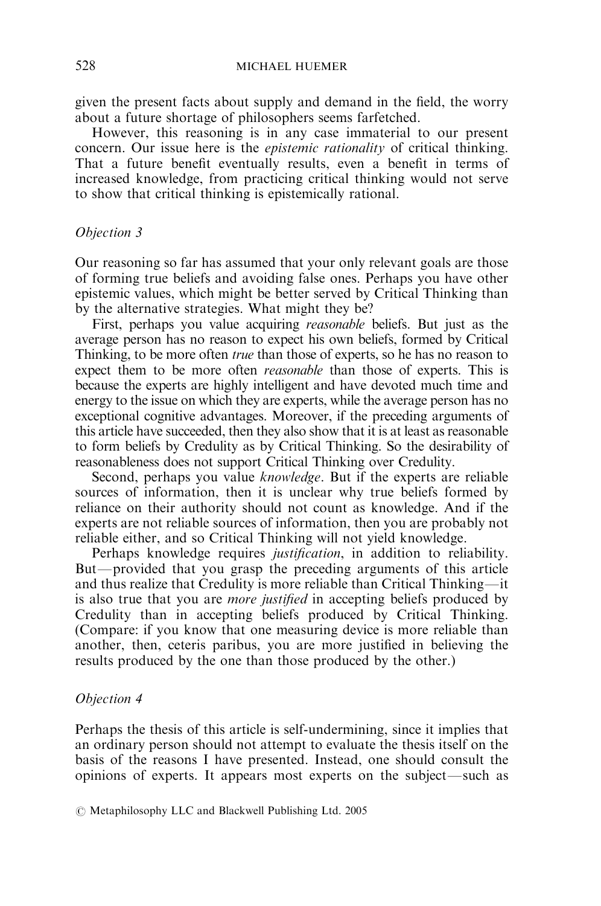given the present facts about supply and demand in the field, the worry about a future shortage of philosophers seems farfetched.

However, this reasoning is in any case immaterial to our present concern. Our issue here is the *epistemic rationality* of critical thinking. That a future benefit eventually results, even a benefit in terms of increased knowledge, from practicing critical thinking would not serve to show that critical thinking is epistemically rational.

*Objection 3*

Our reasoning so far has assumed that your only relevant goals are those of forming true beliefs and avoiding false ones. Perhaps you have other epistemic values, which might be better served by Critical Thinking than by the alternative strategies. What might they be?

First, perhaps you value acquiring *reasonable* beliefs. But just as the average person has no reason to expect his own beliefs, formed by Critical Thinking, to be more often *true* than those of experts, so he has no reason to expect them to be more often *reasonable* than those of experts. This is because the experts are highly intelligent and have devoted much time and energy to the issue on which they are experts, while the average person has no exceptional cognitive advantages. Moreover, if the preceding arguments of this article have succeeded, then they also show that it is at least as reasonable to form beliefs by Credulity as by Critical Thinking. So the desirability of reasonableness does not support Critical Thinking over Credulity.

Second, perhaps you value *knowledge*. But if the experts are reliable sources of information, then it is unclear why true beliefs formed by reliance on their authority should not count as knowledge. And if the experts are not reliable sources of information, then you are probably not reliable either, and so Critical Thinking will not yield knowledge.

Perhaps knowledge requires *justification*, in addition to reliability. But—provided that you grasp the preceding arguments of this article and thus realize that Credulity is more reliable than Critical Thinking—it is also true that you are *more justified* in accepting beliefs produced by Credulity than in accepting beliefs produced by Critical Thinking. (Compare: if you know that one measuring device is more reliable than another, then, ceteris paribus, you are more justified in believing the results produced by the one than those produced by the other.)

*Objection 4*

Perhaps the thesis of this article is self-undermining, since it implies that an ordinary person should not attempt to evaluate the thesis itself on the basis of the reasons I have presented. Instead, one should consult the opinions of experts. It appears most experts on the subject—such as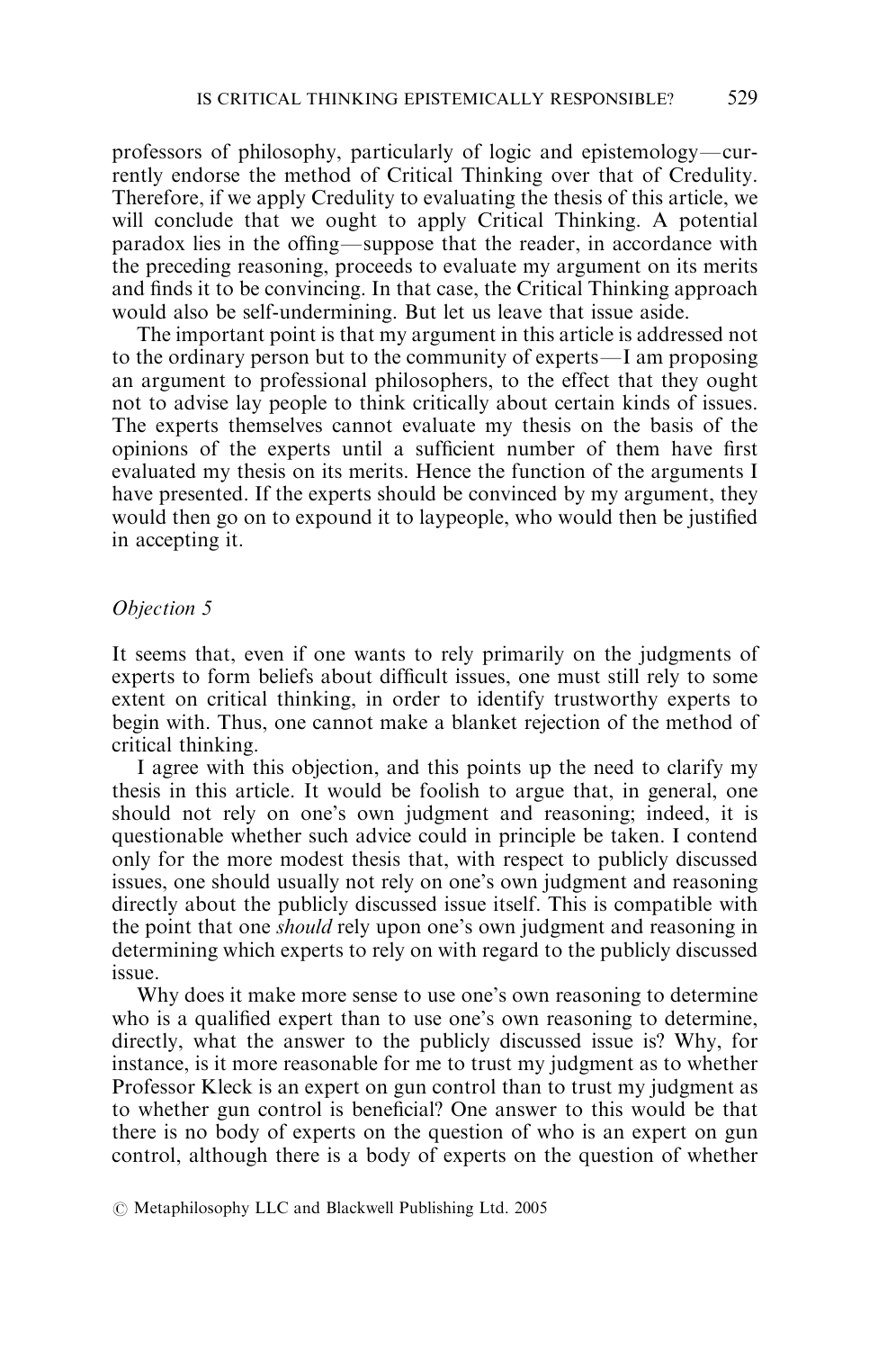professors of philosophy, particularly of logic and epistemology—currently endorse the method of Critical Thinking over that of Credulity. Therefore, if we apply Credulity to evaluating the thesis of this article, we will conclude that we ought to apply Critical Thinking. A potential paradox lies in the offing—suppose that the reader, in accordance with the preceding reasoning, proceeds to evaluate my argument on its merits and finds it to be convincing. In that case, the Critical Thinking approach would also be self-undermining. But let us leave that issue aside.

The important point is that my argument in this article is addressed not to the ordinary person but to the community of experts—I am proposing an argument to professional philosophers, to the effect that they ought not to advise lay people to think critically about certain kinds of issues. The experts themselves cannot evaluate my thesis on the basis of the opinions of the experts until a sufficient number of them have first evaluated my thesis on its merits. Hence the function of the arguments I have presented. If the experts should be convinced by my argument, they would then go on to expound it to laypeople, who would then be justified in accepting it.

*Objection 5*

It seems that, even if one wants to rely primarily on the judgments of experts to form beliefs about difficult issues, one must still rely to some extent on critical thinking, in order to identify trustworthy experts to begin with. Thus, one cannot make a blanket rejection of the method of critical thinking.

I agree with this objection, and this points up the need to clarify my thesis in this article. It would be foolish to argue that, in general, one should not rely on one's own judgment and reasoning; indeed, it is questionable whether such advice could in principle be taken. I contend only for the more modest thesis that, with respect to publicly discussed issues, one should usually not rely on one's own judgment and reasoning directly about the publicly discussed issue itself. This is compatible with the point that one *should* rely upon one's own judgment and reasoning in determining which experts to rely on with regard to the publicly discussed issue.

Why does it make more sense to use one's own reasoning to determine who is a qualified expert than to use one's own reasoning to determine, directly, what the answer to the publicly discussed issue is? Why, for instance, is it more reasonable for me to trust my judgment as to whether Professor Kleck is an expert on gun control than to trust my judgment as to whether gun control is beneficial? One answer to this would be that there is no body of experts on the question of who is an expert on gun control, although there is a body of experts on the question of whether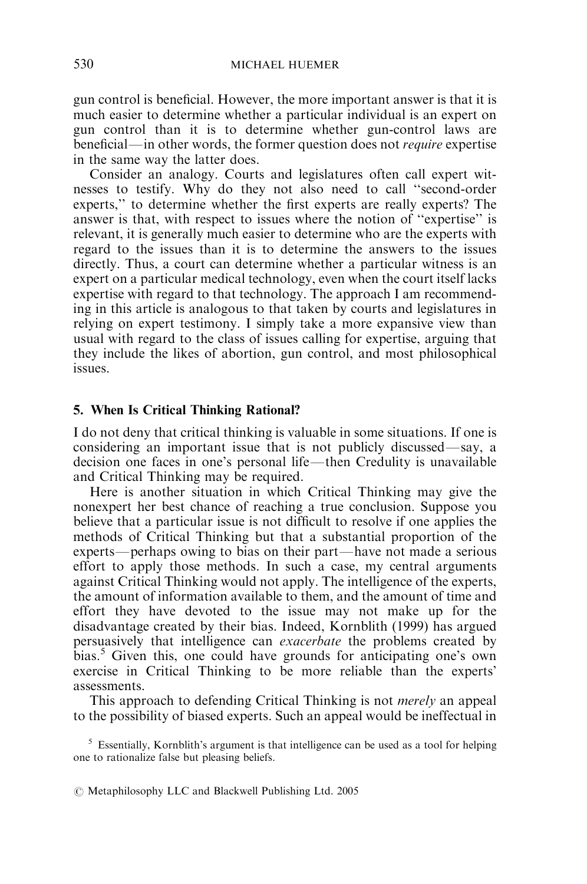gun control is beneficial. However, the more important answer is that it is much easier to determine whether a particular individual is an expert on gun control than it is to determine whether gun-control laws are beneficial—in other words, the former question does not *require* expertise in the same way the latter does.

Consider an analogy. Courts and legislatures often call expert witnesses to testify. Why do they not also need to call "second-order experts," to determine whether the first experts are really experts? The answer is that, with respect to issues where the notion of "expertise" is relevant, it is generally much easier to determine who are the experts with regard to the issues than it is to determine the answers to the issues directly. Thus, a court can determine whether a particular witness is an expert on a particular medical technology, even when the court itself lacks expertise with regard to that technology. The approach I am recommending in this article is analogous to that taken by courts and legislatures in relying on expert testimony. I simply take a more expansive view than usual with regard to the class of issues calling for expertise, arguing that they include the likes of abortion, gun control, and most philosophical issues.

## 5. When Is Critical Thinking Rational?

I do not deny that critical thinking is valuable in some situations. If one is considering an important issue that is not publicly discussed—say, a decision one faces in one's personal life—then Credulity is unavailable and Critical Thinking may be required.

Here is another situation in which Critical Thinking may give the nonexpert her best chance of reaching a true conclusion. Suppose you believe that a particular issue is not difficult to resolve if one applies the methods of Critical Thinking but that a substantial proportion of the experts—perhaps owing to bias on their part—have not made a serious effort to apply those methods. In such a case, my central arguments against Critical Thinking would not apply. The intelligence of the experts, the amount of information available to them, and the amount of time and effort they have devoted to the issue may not make up for the disadvantage created by their bias. Indeed, Kornblith (1999) has argued persuasively that intelligence can *exacerbate* the problems created by bias.[5] Given this, one could have grounds for anticipating one's own exercise in Critical Thinking to be more reliable than the experts' assessments.

This approach to defending Critical Thinking is not *merely* an appeal to the possibility of biased experts. Such an appeal would be ineffectual in

[5] Essentially, Kornblith's argument is that intelligence can be used as a tool for helping one to rationalize false but pleasing beliefs.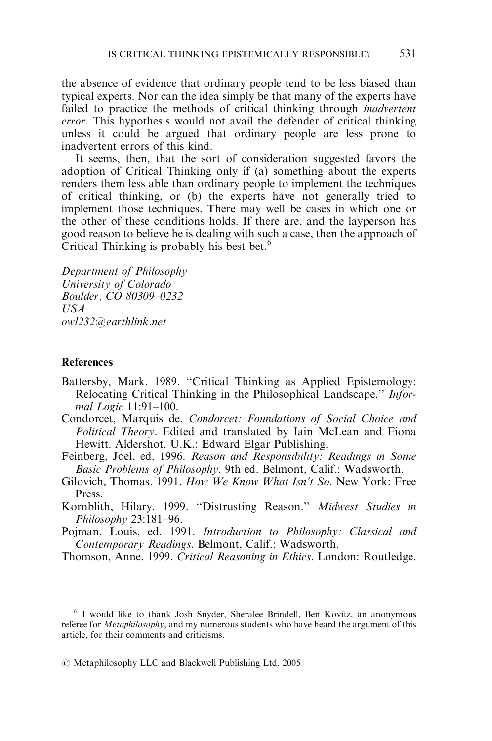the absence of evidence that ordinary people tend to be less biased than typical experts. Nor can the idea simply be that many of the experts have failed to practice the methods of critical thinking through *inadvertent error*. This hypothesis would not avail the defender of critical thinking unless it could be argued that ordinary people are less prone to inadvertent errors of this kind.

It seems, then, that the sort of consideration suggested favors the adoption of Critical Thinking only if (a) something about the experts renders them less able than ordinary people to implement the techniques of critical thinking, or (b) the experts have not generally tried to implement those techniques. There may well be cases in which one or the other of these conditions holds. If there are, and the layperson has good reason to believe he is dealing with such a case, then the approach of Critical Thinking is probably his best bet.[6]

*Department of Philosophy*
*University of Colorado*
*Boulder, CO 80309–0232*
*USA*
*owl232@earthlink.net*

## References

Battersby, Mark. 1989. "Critical Thinking as Applied Epistemology: Relocating Critical Thinking in the Philosophical Landscape." *Informal Logic* 11:91–100.

Condorcet, Marquis de. *Condorcet: Foundations of Social Choice and Political Theory*. Edited and translated by Iain McLean and Fiona Hewitt. Aldershot, U.K.: Edward Elgar Publishing.

Feinberg, Joel, ed. 1996. *Reason and Responsibility: Readings in Some Basic Problems of Philosophy*. 9th ed. Belmont, Calif.: Wadsworth.

Gilovich, Thomas. 1991. *How We Know What Isn't So*. New York: Free Press.

Kornblith, Hilary. 1999. "Distrusting Reason." *Midwest Studies in Philosophy* 23:181–96.

Pojman, Louis, ed. 1991. *Introduction to Philosophy: Classical and Contemporary Readings*. Belmont, Calif.: Wadsworth.

Thomson, Anne. 1999. *Critical Reasoning in Ethics*. London: Routledge.

[6] I would like to thank Josh Snyder, Sheralee Brindell, Ben Kovitz, an anonymous referee for *Metaphilosophy*, and my numerous students who have heard the argument of this article, for their comments and criticisms.